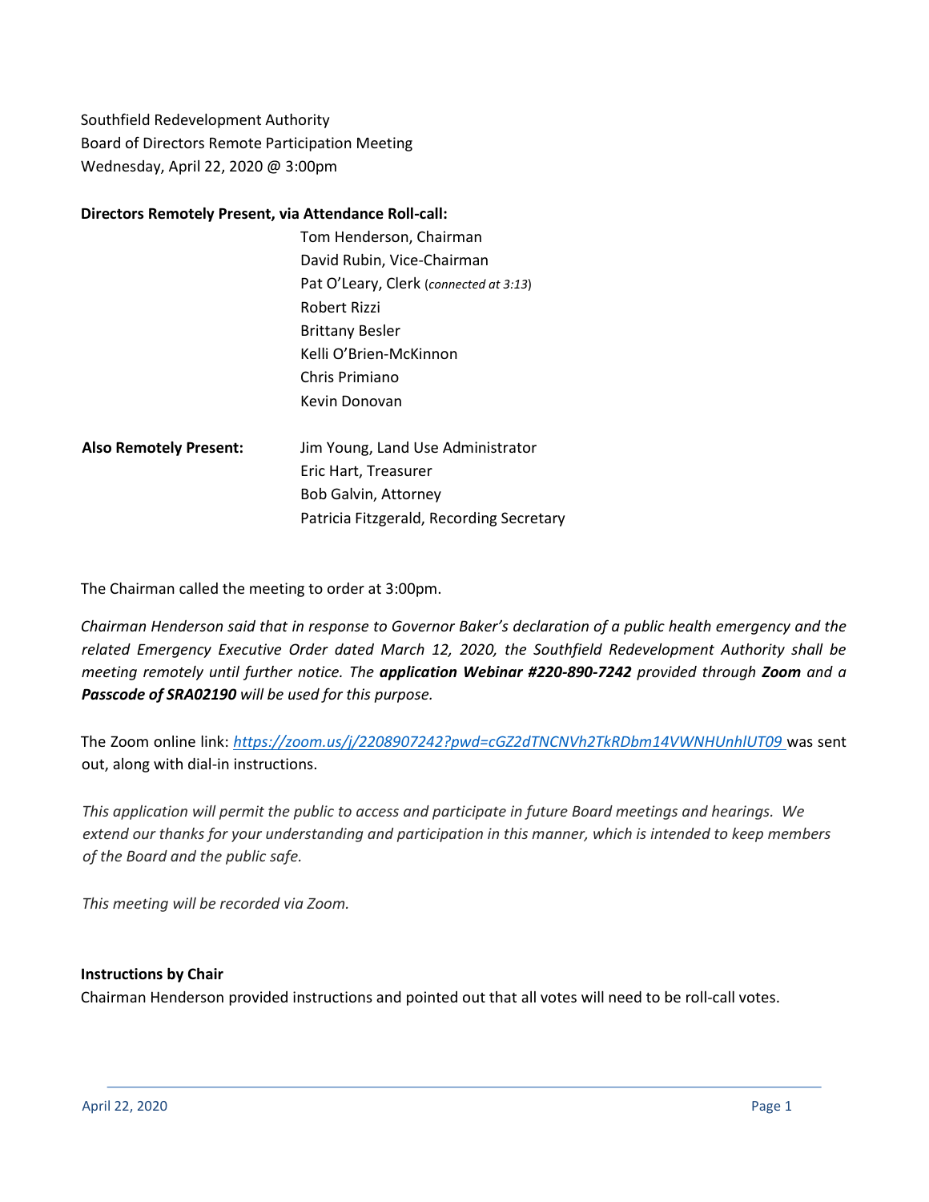Southfield Redevelopment Authority
Board of Directors Remote Participation Meeting
Wednesday, April 22, 2020 @ 3:00pm

**Directors Remotely Present, via Attendance Roll-call:**

Tom Henderson, Chairman
David Rubin, Vice-Chairman
Pat O'Leary, Clerk (*connected at 3:13*)
Robert Rizzi
Brittany Besler
Kelli O'Brien-McKinnon
Chris Primiano
Kevin Donovan

**Also Remotely Present:**

Jim Young, Land Use Administrator
Eric Hart, Treasurer
Bob Galvin, Attorney
Patricia Fitzgerald, Recording Secretary

The Chairman called the meeting to order at 3:00pm.

*Chairman Henderson said that in response to Governor Baker's declaration of a public health emergency and the related Emergency Executive Order dated March 12, 2020, the Southfield Redevelopment Authority shall be meeting remotely until further notice. The **application Webinar #220-890-7242** provided through **Zoom** and a **Passcode of SRA02190** will be used for this purpose.*

The Zoom online link: *https://zoom.us/j/2208907242?pwd=cGZ2dTNCNVh2TkRDbm14VWNHUnhlUT09* was sent out, along with dial-in instructions.

*This application will permit the public to access and participate in future Board meetings and hearings. We extend our thanks for your understanding and participation in this manner, which is intended to keep members of the Board and the public safe.*

*This meeting will be recorded via Zoom.*

**Instructions by Chair**

Chairman Henderson provided instructions and pointed out that all votes will need to be roll-call votes.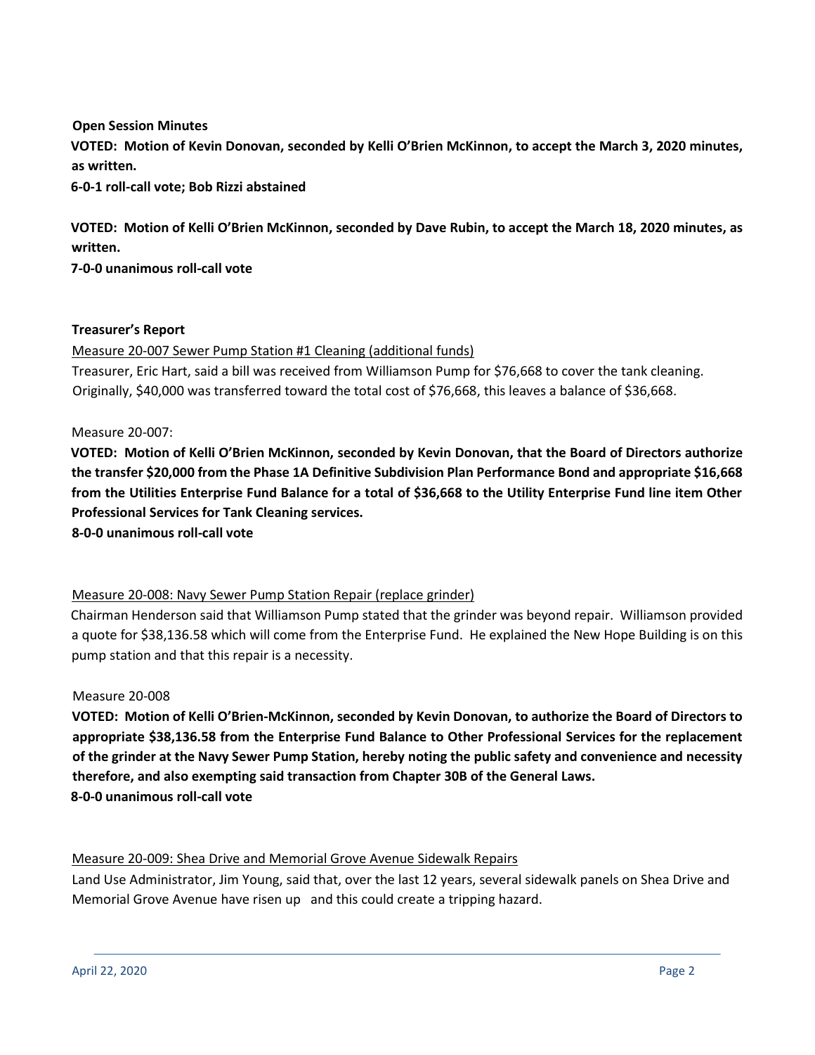**Open Session Minutes**

**VOTED: Motion of Kevin Donovan, seconded by Kelli O'Brien McKinnon, to accept the March 3, 2020 minutes, as written.**

**6-0-1 roll-call vote; Bob Rizzi abstained**

**VOTED: Motion of Kelli O'Brien McKinnon, seconded by Dave Rubin, to accept the March 18, 2020 minutes, as written.**

**7-0-0 unanimous roll-call vote**

**Treasurer's Report**

Measure 20-007 Sewer Pump Station #1 Cleaning (additional funds)

Treasurer, Eric Hart, said a bill was received from Williamson Pump for $76,668 to cover the tank cleaning. Originally, $40,000 was transferred toward the total cost of $76,668, this leaves a balance of $36,668.

Measure 20-007:

**VOTED: Motion of Kelli O'Brien McKinnon, seconded by Kevin Donovan, that the Board of Directors authorize the transfer $20,000 from the Phase 1A Definitive Subdivision Plan Performance Bond and appropriate $16,668 from the Utilities Enterprise Fund Balance for a total of $36,668 to the Utility Enterprise Fund line item Other Professional Services for Tank Cleaning services.**

**8-0-0 unanimous roll-call vote**

Measure 20-008: Navy Sewer Pump Station Repair (replace grinder)

Chairman Henderson said that Williamson Pump stated that the grinder was beyond repair. Williamson provided a quote for $38,136.58 which will come from the Enterprise Fund. He explained the New Hope Building is on this pump station and that this repair is a necessity.

Measure 20-008

**VOTED: Motion of Kelli O'Brien-McKinnon, seconded by Kevin Donovan, to authorize the Board of Directors to appropriate $38,136.58 from the Enterprise Fund Balance to Other Professional Services for the replacement of the grinder at the Navy Sewer Pump Station, hereby noting the public safety and convenience and necessity therefore, and also exempting said transaction from Chapter 30B of the General Laws.**

**8-0-0 unanimous roll-call vote**

Measure 20-009: Shea Drive and Memorial Grove Avenue Sidewalk Repairs

Land Use Administrator, Jim Young, said that, over the last 12 years, several sidewalk panels on Shea Drive and Memorial Grove Avenue have risen up and this could create a tripping hazard.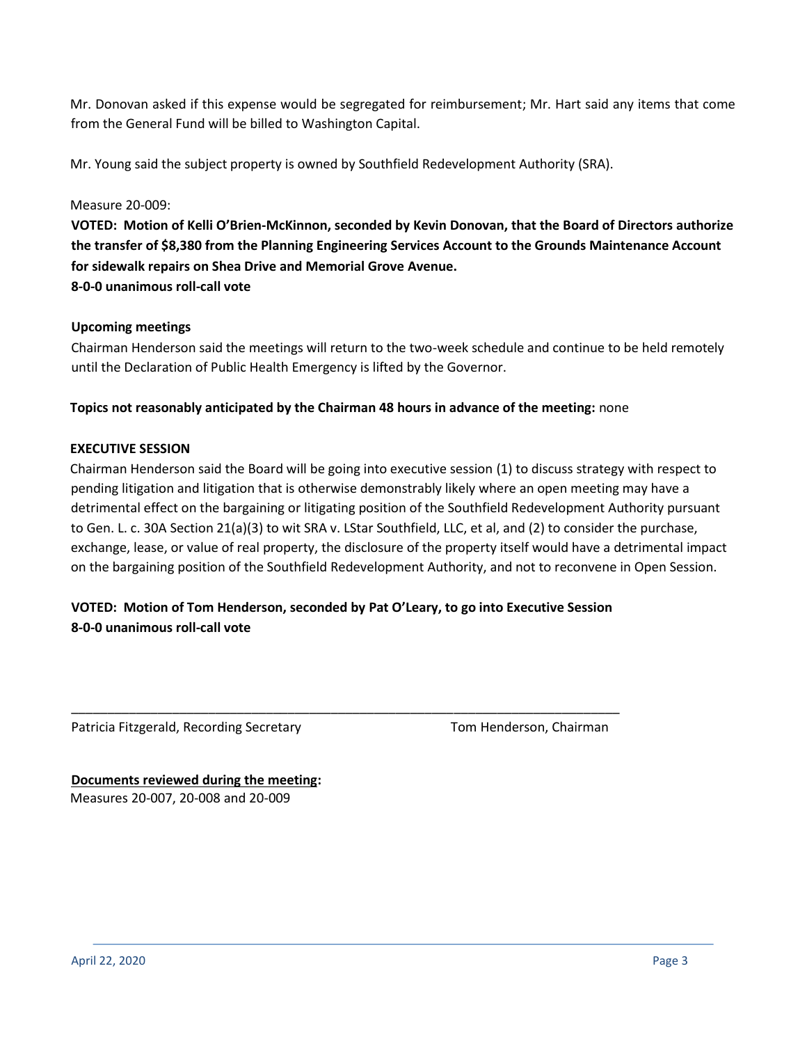Mr. Donovan asked if this expense would be segregated for reimbursement; Mr. Hart said any items that come from the General Fund will be billed to Washington Capital.

Mr. Young said the subject property is owned by Southfield Redevelopment Authority (SRA).

Measure 20-009:

**VOTED: Motion of Kelli O'Brien-McKinnon, seconded by Kevin Donovan, that the Board of Directors authorize the transfer of $8,380 from the Planning Engineering Services Account to the Grounds Maintenance Account for sidewalk repairs on Shea Drive and Memorial Grove Avenue.**
**8-0-0 unanimous roll-call vote**

**Upcoming meetings**

Chairman Henderson said the meetings will return to the two-week schedule and continue to be held remotely until the Declaration of Public Health Emergency is lifted by the Governor.

**Topics not reasonably anticipated by the Chairman 48 hours in advance of the meeting:** none

**EXECUTIVE SESSION**

Chairman Henderson said the Board will be going into executive session (1) to discuss strategy with respect to pending litigation and litigation that is otherwise demonstrably likely where an open meeting may have a detrimental effect on the bargaining or litigating position of the Southfield Redevelopment Authority pursuant to Gen. L. c. 30A Section 21(a)(3) to wit SRA v. LStar Southfield, LLC, et al, and (2) to consider the purchase, exchange, lease, or value of real property, the disclosure of the property itself would have a detrimental impact on the bargaining position of the Southfield Redevelopment Authority, and not to reconvene in Open Session.

**VOTED: Motion of Tom Henderson, seconded by Pat O'Leary, to go into Executive Session**
**8-0-0 unanimous roll-call vote**

\_\_\_\_\_\_\_\_\_\_\_\_\_\_\_\_\_\_\_\_\_\_\_\_\_\_\_\_\_\_\_\_\_\_\_\_\_\_\_\_\_\_\_\_\_\_\_\_\_\_\_\_\_\_\_\_\_\_\_\_\_\_\_\_\_\_\_\_\_\_\_\_

Patricia Fitzgerald, Recording Secretary                    Tom Henderson, Chairman

**Documents reviewed during the meeting:**

Measures 20-007, 20-008 and 20-009